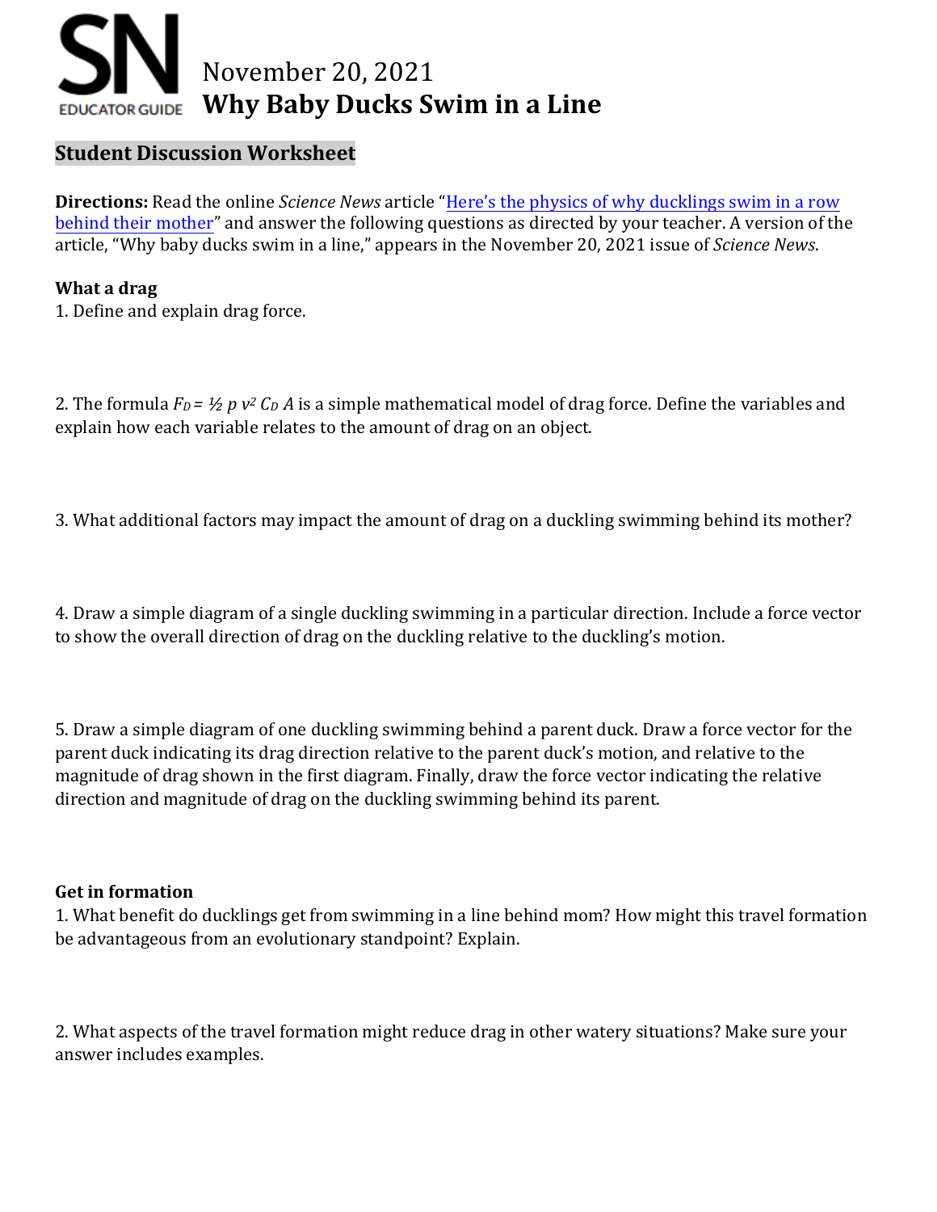# November 20, 2021
# Why Baby Ducks Swim in a Line

SN EDUCATOR GUIDE

## Student Discussion Worksheet

**Directions:** Read the online *Science News* article "[Here's the physics of why ducklings swim in a row behind their mother]()" and answer the following questions as directed by your teacher. A version of the article, "Why baby ducks swim in a line," appears in the November 20, 2021 issue of *Science News*.

### What a drag

1. Define and explain drag force.

2. The formula $F_D = ½ \, p \, v^2 \, C_D \, A$ is a simple mathematical model of drag force. Define the variables and explain how each variable relates to the amount of drag on an object.

3. What additional factors may impact the amount of drag on a duckling swimming behind its mother?

4. Draw a simple diagram of a single duckling swimming in a particular direction. Include a force vector to show the overall direction of drag on the duckling relative to the duckling's motion.

5. Draw a simple diagram of one duckling swimming behind a parent duck. Draw a force vector for the parent duck indicating its drag direction relative to the parent duck's motion, and relative to the magnitude of drag shown in the first diagram. Finally, draw the force vector indicating the relative direction and magnitude of drag on the duckling swimming behind its parent.

### Get in formation

1. What benefit do ducklings get from swimming in a line behind mom? How might this travel formation be advantageous from an evolutionary standpoint? Explain.

2. What aspects of the travel formation might reduce drag in other watery situations? Make sure your answer includes examples.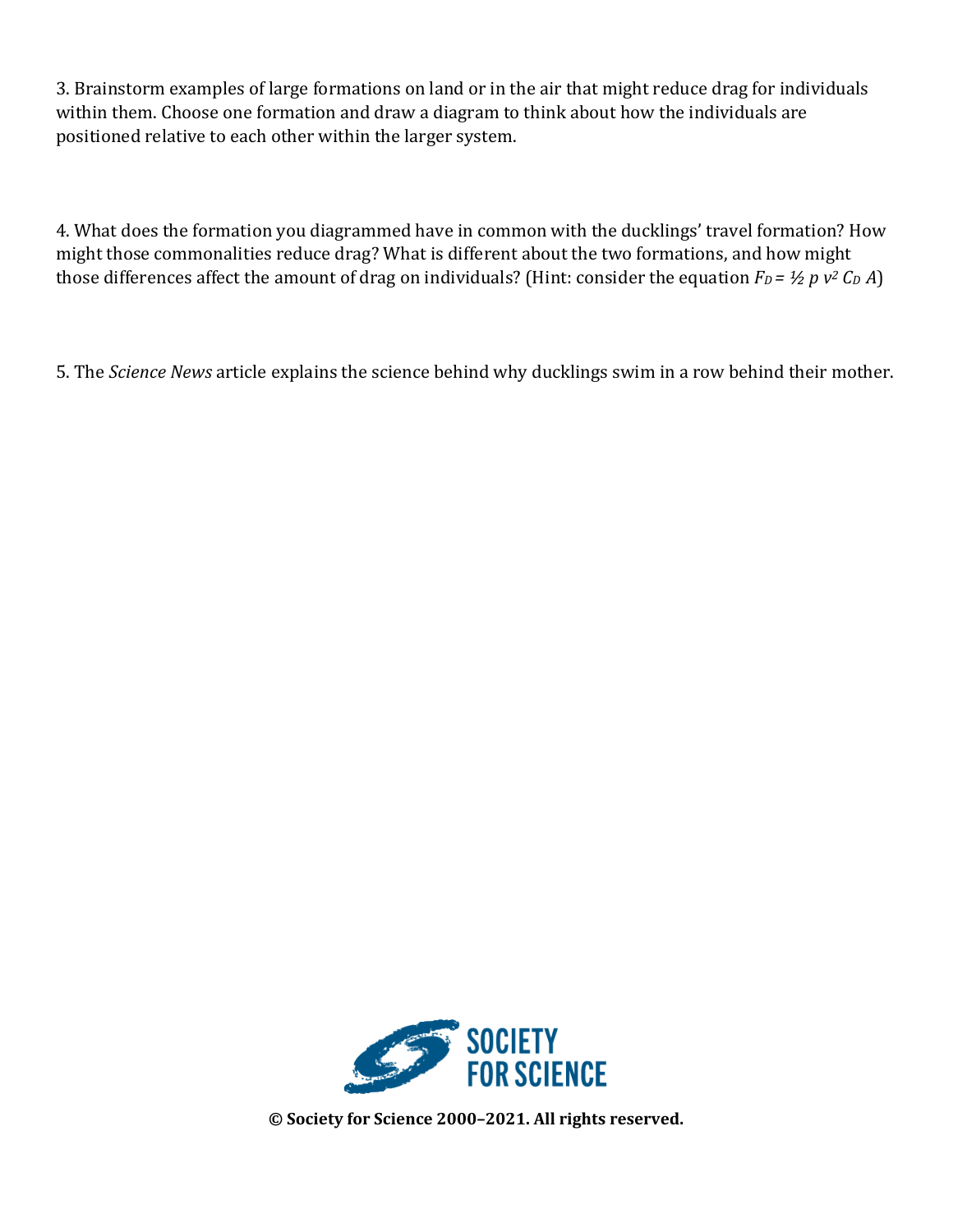3. Brainstorm examples of large formations on land or in the air that might reduce drag for individuals within them. Choose one formation and draw a diagram to think about how the individuals are positioned relative to each other within the larger system.

4. What does the formation you diagrammed have in common with the ducklings' travel formation? How might those commonalities reduce drag? What is different about the two formations, and how might those differences affect the amount of drag on individuals? (Hint: consider the equation $F_D = \frac{1}{2}\, p\, v^2\, C_D\, A$)

5. The *Science News* article explains the science behind why ducklings swim in a row behind their mother.

**© Society for Science 2000–2021. All rights reserved.**